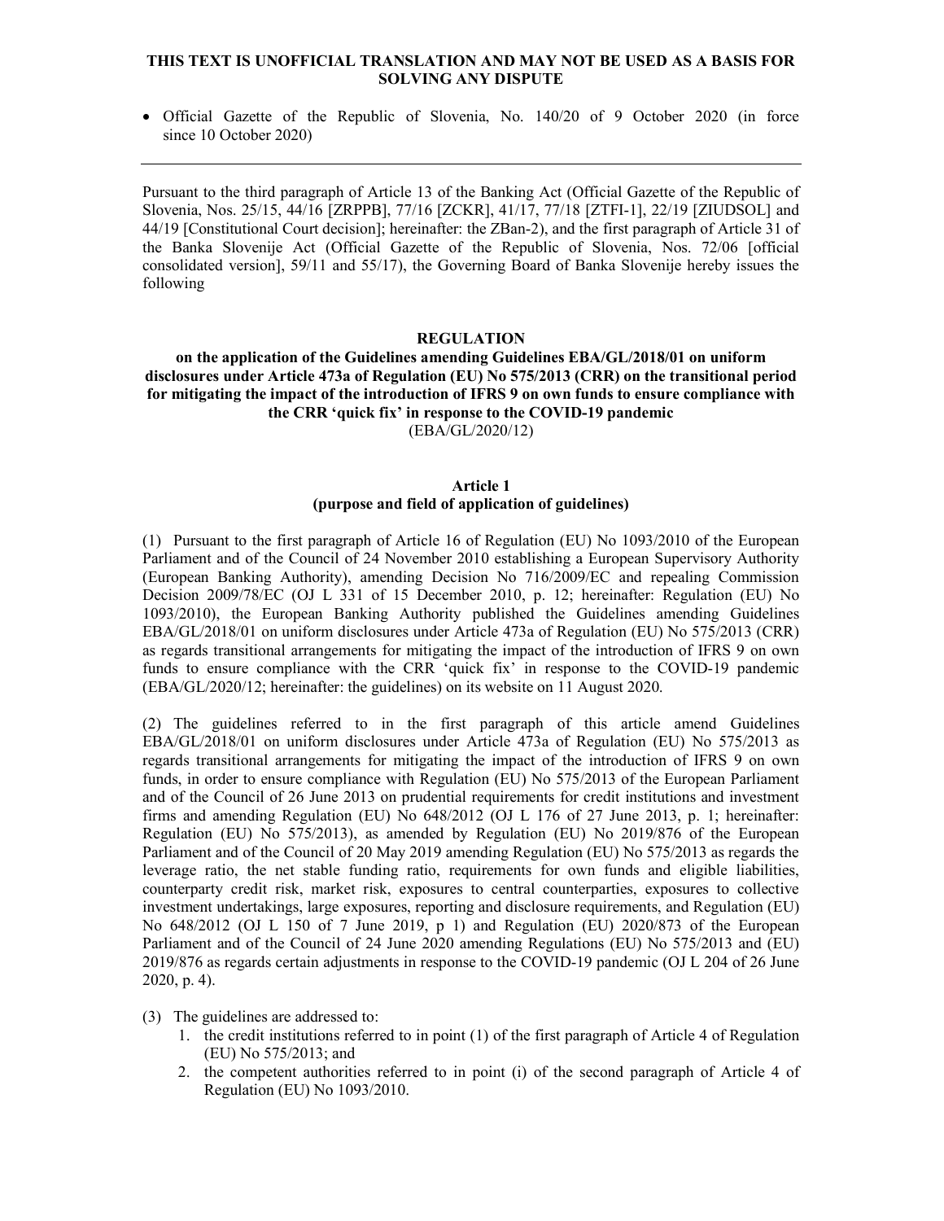**THIS TEXT IS UNOFFICIAL TRANSLATION AND MAY NOT BE USED AS A BASIS FOR SOLVING ANY DISPUTE**

- Official Gazette of the Republic of Slovenia, No. 140/20 of 9 October 2020 (in force since 10 October 2020)

---

Pursuant to the third paragraph of Article 13 of the Banking Act (Official Gazette of the Republic of Slovenia, Nos. 25/15, 44/16 [ZRPPB], 77/16 [ZCKR], 41/17, 77/18 [ZTFI-1], 22/19 [ZIUDSOL] and 44/19 [Constitutional Court decision]; hereinafter: the ZBan-2), and the first paragraph of Article 31 of the Banka Slovenije Act (Official Gazette of the Republic of Slovenia, Nos. 72/06 [official consolidated version], 59/11 and 55/17), the Governing Board of Banka Slovenije hereby issues the following

# REGULATION

## on the application of the Guidelines amending Guidelines EBA/GL/2018/01 on uniform disclosures under Article 473a of Regulation (EU) No 575/2013 (CRR) on the transitional period for mitigating the impact of the introduction of IFRS 9 on own funds to ensure compliance with the CRR 'quick fix' in response to the COVID-19 pandemic

(EBA/GL/2020/12)

### Article 1
### (purpose and field of application of guidelines)

(1) Pursuant to the first paragraph of Article 16 of Regulation (EU) No 1093/2010 of the European Parliament and of the Council of 24 November 2010 establishing a European Supervisory Authority (European Banking Authority), amending Decision No 716/2009/EC and repealing Commission Decision 2009/78/EC (OJ L 331 of 15 December 2010, p. 12; hereinafter: Regulation (EU) No 1093/2010), the European Banking Authority published the Guidelines amending Guidelines EBA/GL/2018/01 on uniform disclosures under Article 473a of Regulation (EU) No 575/2013 (CRR) as regards transitional arrangements for mitigating the impact of the introduction of IFRS 9 on own funds to ensure compliance with the CRR 'quick fix' in response to the COVID-19 pandemic (EBA/GL/2020/12; hereinafter: the guidelines) on its website on 11 August 2020.

(2) The guidelines referred to in the first paragraph of this article amend Guidelines EBA/GL/2018/01 on uniform disclosures under Article 473a of Regulation (EU) No 575/2013 as regards transitional arrangements for mitigating the impact of the introduction of IFRS 9 on own funds, in order to ensure compliance with Regulation (EU) No 575/2013 of the European Parliament and of the Council of 26 June 2013 on prudential requirements for credit institutions and investment firms and amending Regulation (EU) No 648/2012 (OJ L 176 of 27 June 2013, p. 1; hereinafter: Regulation (EU) No 575/2013), as amended by Regulation (EU) No 2019/876 of the European Parliament and of the Council of 20 May 2019 amending Regulation (EU) No 575/2013 as regards the leverage ratio, the net stable funding ratio, requirements for own funds and eligible liabilities, counterparty credit risk, market risk, exposures to central counterparties, exposures to collective investment undertakings, large exposures, reporting and disclosure requirements, and Regulation (EU) No 648/2012 (OJ L 150 of 7 June 2019, p 1) and Regulation (EU) 2020/873 of the European Parliament and of the Council of 24 June 2020 amending Regulations (EU) No 575/2013 and (EU) 2019/876 as regards certain adjustments in response to the COVID-19 pandemic (OJ L 204 of 26 June 2020, p. 4).

(3) The guidelines are addressed to:

1. the credit institutions referred to in point (1) of the first paragraph of Article 4 of Regulation (EU) No 575/2013; and
2. the competent authorities referred to in point (i) of the second paragraph of Article 4 of Regulation (EU) No 1093/2010.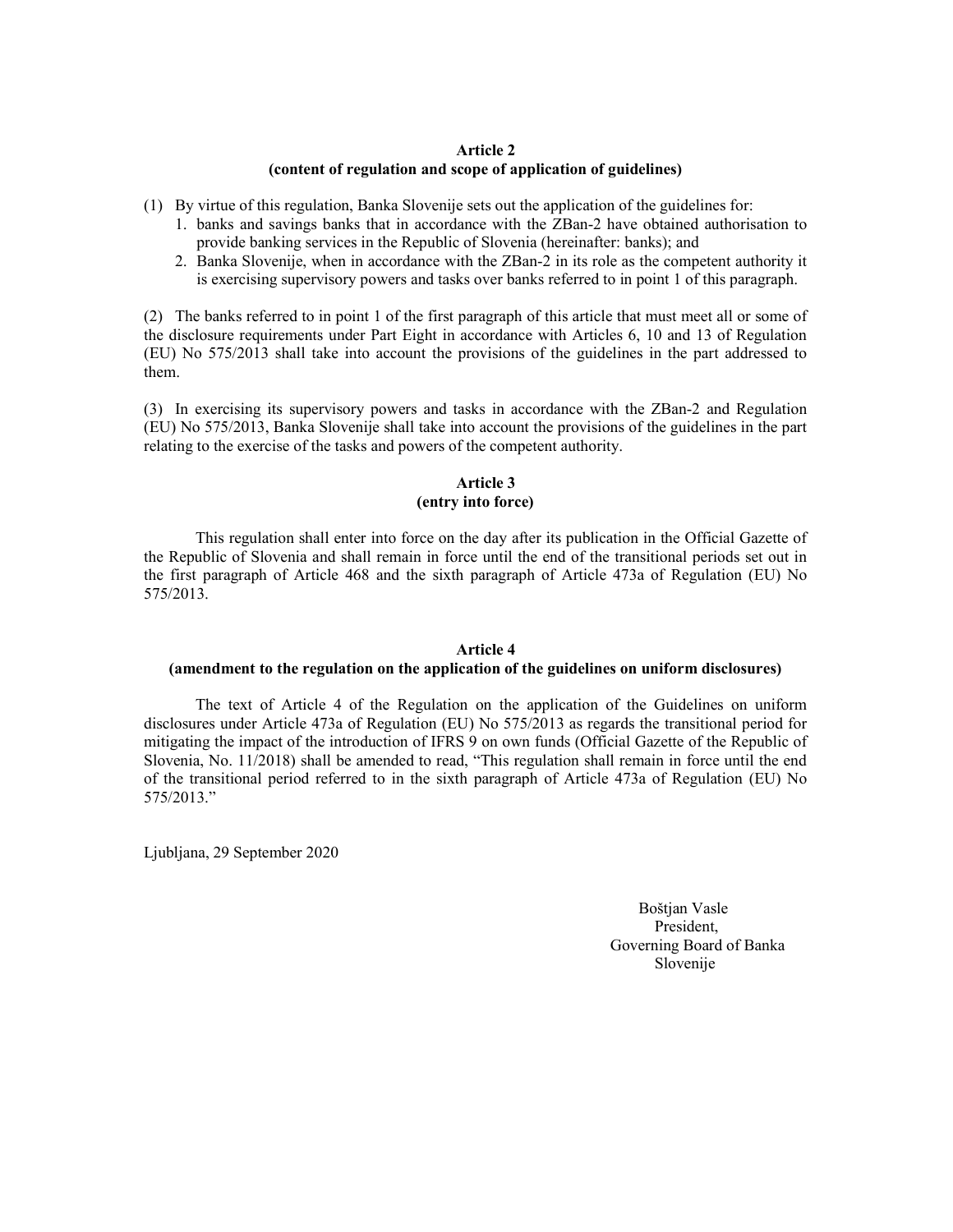**Article 2**
**(content of regulation and scope of application of guidelines)**

(1) By virtue of this regulation, Banka Slovenije sets out the application of the guidelines for:

1. banks and savings banks that in accordance with the ZBan-2 have obtained authorisation to provide banking services in the Republic of Slovenia (hereinafter: banks); and
2. Banka Slovenije, when in accordance with the ZBan-2 in its role as the competent authority it is exercising supervisory powers and tasks over banks referred to in point 1 of this paragraph.

(2) The banks referred to in point 1 of the first paragraph of this article that must meet all or some of the disclosure requirements under Part Eight in accordance with Articles 6, 10 and 13 of Regulation (EU) No 575/2013 shall take into account the provisions of the guidelines in the part addressed to them.

(3) In exercising its supervisory powers and tasks in accordance with the ZBan-2 and Regulation (EU) No 575/2013, Banka Slovenije shall take into account the provisions of the guidelines in the part relating to the exercise of the tasks and powers of the competent authority.

**Article 3**
**(entry into force)**

This regulation shall enter into force on the day after its publication in the Official Gazette of the Republic of Slovenia and shall remain in force until the end of the transitional periods set out in the first paragraph of Article 468 and the sixth paragraph of Article 473a of Regulation (EU) No 575/2013.

**Article 4**
**(amendment to the regulation on the application of the guidelines on uniform disclosures)**

The text of Article 4 of the Regulation on the application of the Guidelines on uniform disclosures under Article 473a of Regulation (EU) No 575/2013 as regards the transitional period for mitigating the impact of the introduction of IFRS 9 on own funds (Official Gazette of the Republic of Slovenia, No. 11/2018) shall be amended to read, "This regulation shall remain in force until the end of the transitional period referred to in the sixth paragraph of Article 473a of Regulation (EU) No 575/2013."

Ljubljana, 29 September 2020

Boštjan Vasle
President,
Governing Board of Banka Slovenije